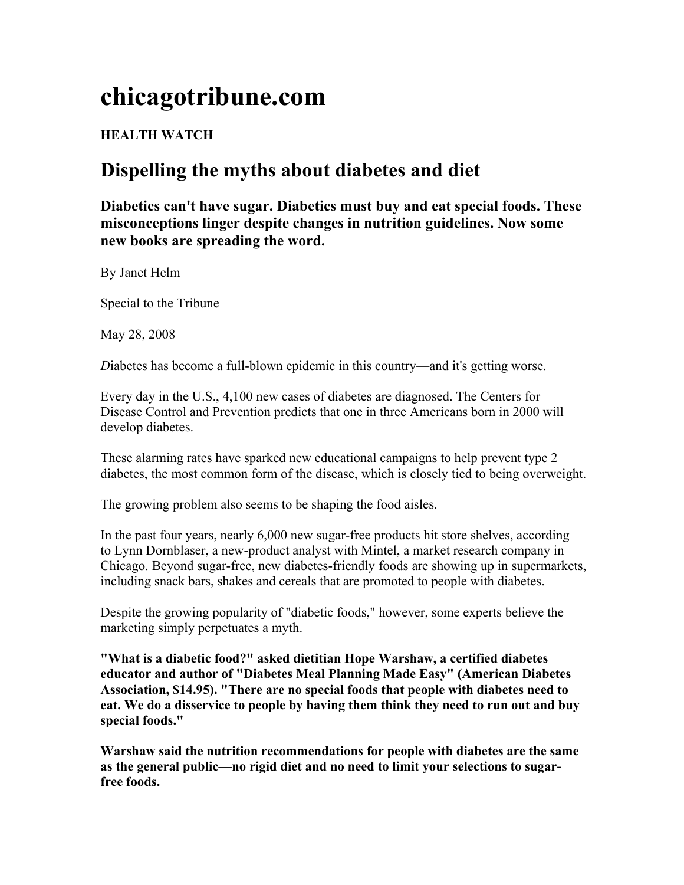# chicagotribune.com

**HEALTH WATCH**

## Dispelling the myths about diabetes and diet

### Diabetics can't have sugar. Diabetics must buy and eat special foods. These misconceptions linger despite changes in nutrition guidelines. Now some new books are spreading the word.

By Janet Helm

Special to the Tribune

May 28, 2008

*D*iabetes has become a full-blown epidemic in this country—and it's getting worse.

Every day in the U.S., 4,100 new cases of diabetes are diagnosed. The Centers for Disease Control and Prevention predicts that one in three Americans born in 2000 will develop diabetes.

These alarming rates have sparked new educational campaigns to help prevent type 2 diabetes, the most common form of the disease, which is closely tied to being overweight.

The growing problem also seems to be shaping the food aisles.

In the past four years, nearly 6,000 new sugar-free products hit store shelves, according to Lynn Dornblaser, a new-product analyst with Mintel, a market research company in Chicago. Beyond sugar-free, new diabetes-friendly foods are showing up in supermarkets, including snack bars, shakes and cereals that are promoted to people with diabetes.

Despite the growing popularity of "diabetic foods," however, some experts believe the marketing simply perpetuates a myth.

**"What is a diabetic food?" asked dietitian Hope Warshaw, a certified diabetes educator and author of "Diabetes Meal Planning Made Easy" (American Diabetes Association, $14.95). "There are no special foods that people with diabetes need to eat. We do a disservice to people by having them think they need to run out and buy special foods."**

**Warshaw said the nutrition recommendations for people with diabetes are the same as the general public—no rigid diet and no need to limit your selections to sugar-free foods.**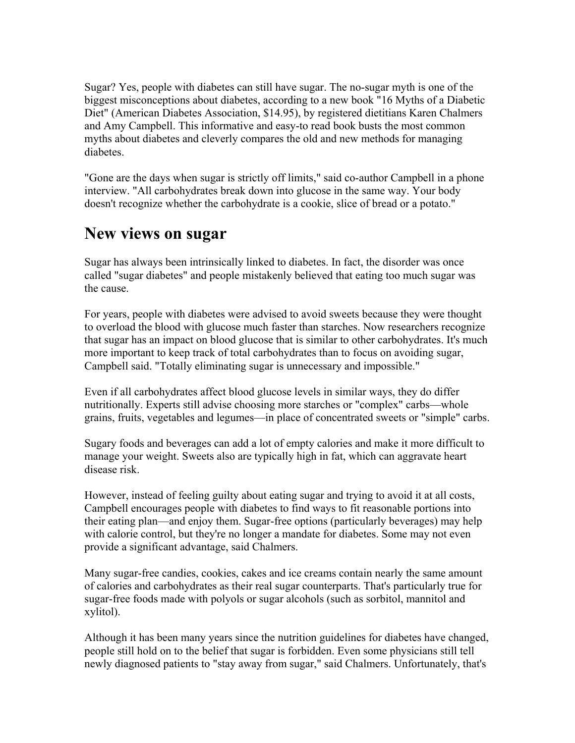Sugar? Yes, people with diabetes can still have sugar. The no-sugar myth is one of the biggest misconceptions about diabetes, according to a new book "16 Myths of a Diabetic Diet" (American Diabetes Association, $14.95), by registered dietitians Karen Chalmers and Amy Campbell. This informative and easy-to read book busts the most common myths about diabetes and cleverly compares the old and new methods for managing diabetes.

"Gone are the days when sugar is strictly off limits," said co-author Campbell in a phone interview. "All carbohydrates break down into glucose in the same way. Your body doesn't recognize whether the carbohydrate is a cookie, slice of bread or a potato."

## New views on sugar

Sugar has always been intrinsically linked to diabetes. In fact, the disorder was once called "sugar diabetes" and people mistakenly believed that eating too much sugar was the cause.

For years, people with diabetes were advised to avoid sweets because they were thought to overload the blood with glucose much faster than starches. Now researchers recognize that sugar has an impact on blood glucose that is similar to other carbohydrates. It's much more important to keep track of total carbohydrates than to focus on avoiding sugar, Campbell said. "Totally eliminating sugar is unnecessary and impossible."

Even if all carbohydrates affect blood glucose levels in similar ways, they do differ nutritionally. Experts still advise choosing more starches or "complex" carbs—whole grains, fruits, vegetables and legumes—in place of concentrated sweets or "simple" carbs.

Sugary foods and beverages can add a lot of empty calories and make it more difficult to manage your weight. Sweets also are typically high in fat, which can aggravate heart disease risk.

However, instead of feeling guilty about eating sugar and trying to avoid it at all costs, Campbell encourages people with diabetes to find ways to fit reasonable portions into their eating plan—and enjoy them. Sugar-free options (particularly beverages) may help with calorie control, but they're no longer a mandate for diabetes. Some may not even provide a significant advantage, said Chalmers.

Many sugar-free candies, cookies, cakes and ice creams contain nearly the same amount of calories and carbohydrates as their real sugar counterparts. That's particularly true for sugar-free foods made with polyols or sugar alcohols (such as sorbitol, mannitol and xylitol).

Although it has been many years since the nutrition guidelines for diabetes have changed, people still hold on to the belief that sugar is forbidden. Even some physicians still tell newly diagnosed patients to "stay away from sugar," said Chalmers. Unfortunately, that's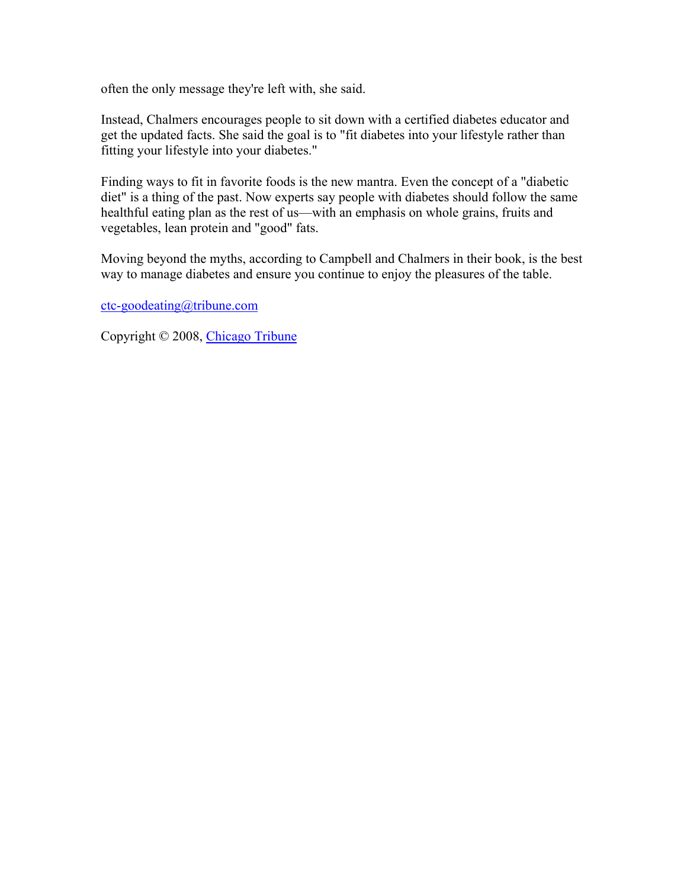often the only message they're left with, she said.

Instead, Chalmers encourages people to sit down with a certified diabetes educator and get the updated facts. She said the goal is to "fit diabetes into your lifestyle rather than fitting your lifestyle into your diabetes."

Finding ways to fit in favorite foods is the new mantra. Even the concept of a "diabetic diet" is a thing of the past. Now experts say people with diabetes should follow the same healthful eating plan as the rest of us—with an emphasis on whole grains, fruits and vegetables, lean protein and "good" fats.

Moving beyond the myths, according to Campbell and Chalmers in their book, is the best way to manage diabetes and ensure you continue to enjoy the pleasures of the table.

ctc-goodeating@tribune.com

Copyright © 2008, Chicago Tribune